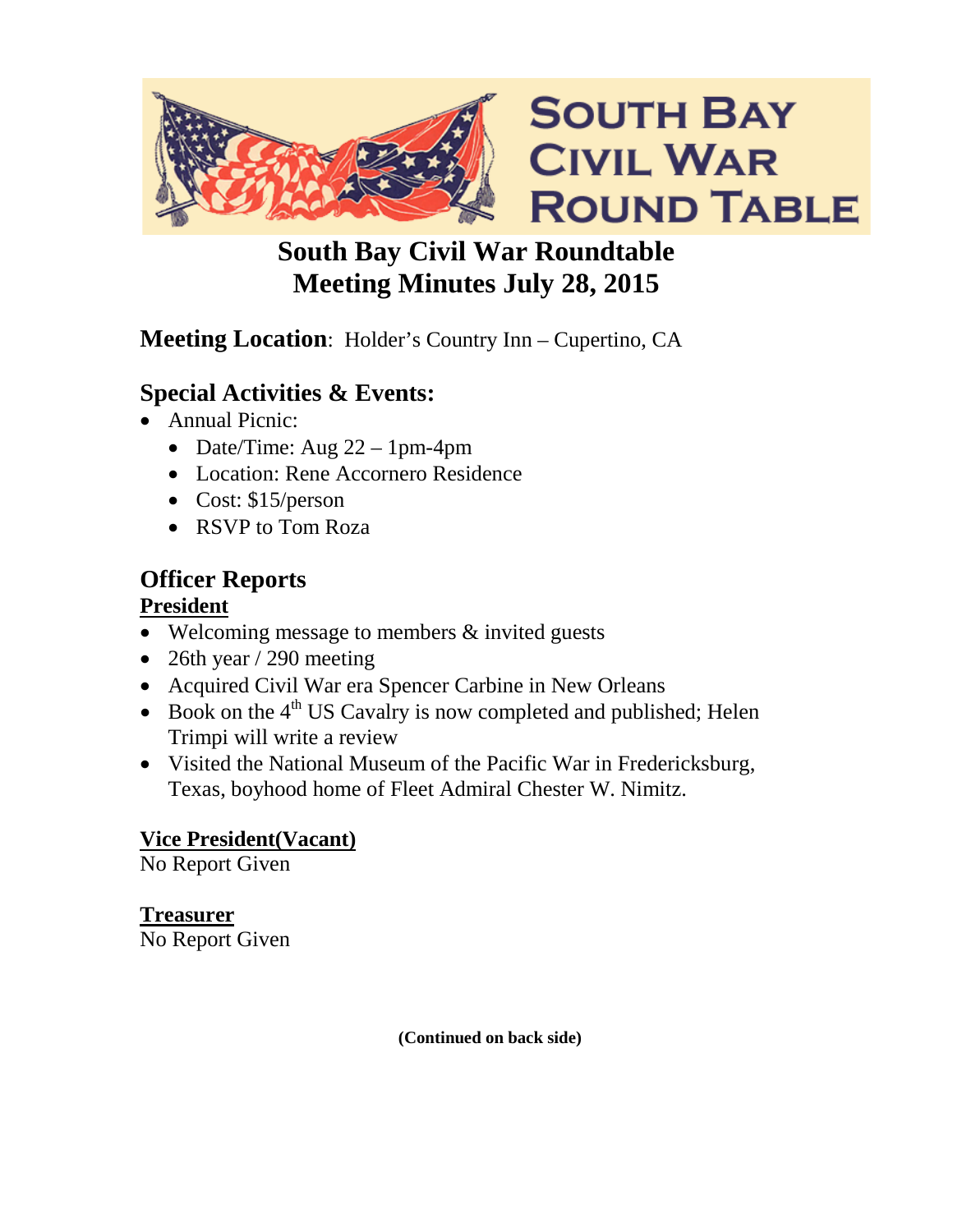SOUTH BAY CIVIL WAR ROUND TABLE

# South Bay Civil War Roundtable
# Meeting Minutes July 28, 2015

**Meeting Location**: Holder's Country Inn – Cupertino, CA

## Special Activities & Events:

- Annual Picnic:
  - Date/Time: Aug 22 – 1pm-4pm
  - Location: Rene Accornero Residence
  - Cost: $15/person
  - RSVP to Tom Roza

## Officer Reports

**President**

- Welcoming message to members & invited guests
- 26th year / 290 meeting
- Acquired Civil War era Spencer Carbine in New Orleans
- Book on the 4th US Cavalry is now completed and published; Helen Trimpi will write a review
- Visited the National Museum of the Pacific War in Fredericksburg, Texas, boyhood home of Fleet Admiral Chester W. Nimitz.

**Vice President(Vacant)**

No Report Given

**Treasurer**

No Report Given

**(Continued on back side)**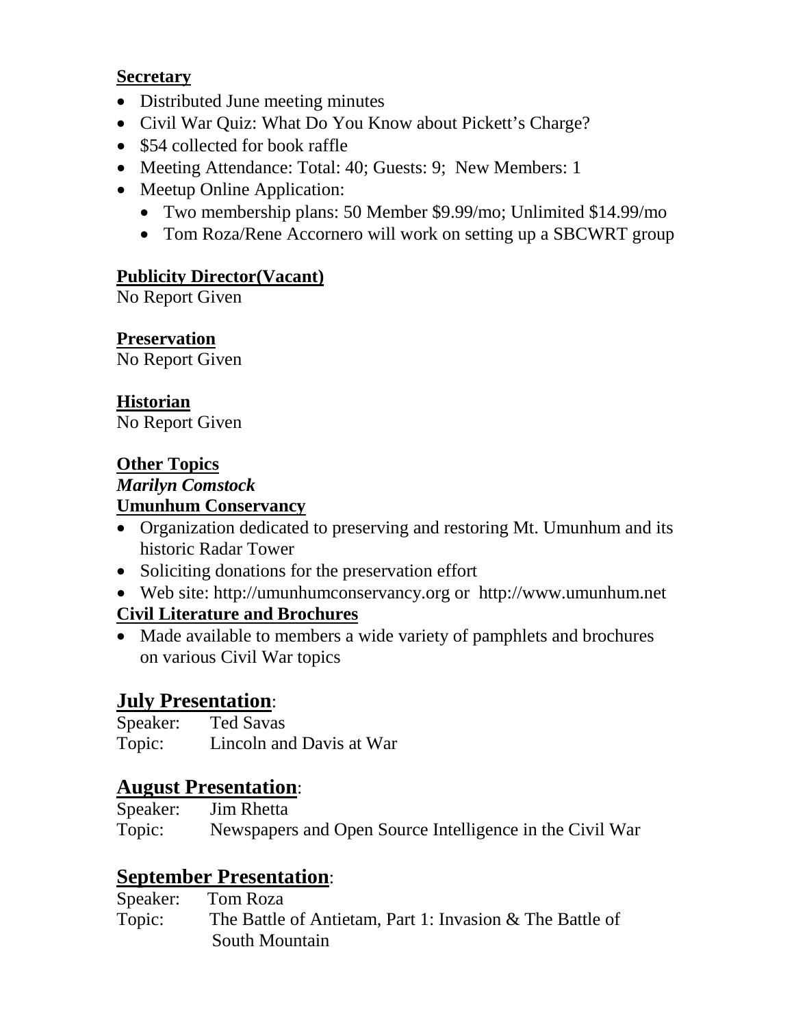**Secretary**

- Distributed June meeting minutes
- Civil War Quiz: What Do You Know about Pickett's Charge?
- $54 collected for book raffle
- Meeting Attendance: Total: 40; Guests: 9; New Members: 1
- Meetup Online Application:
  - Two membership plans: 50 Member $9.99/mo; Unlimited $14.99/mo
  - Tom Roza/Rene Accornero will work on setting up a SBCWRT group

**Publicity Director(Vacant)**

No Report Given

**Preservation**

No Report Given

**Historian**

No Report Given

**Other Topics**

***Marilyn Comstock***

**Umunhum Conservancy**

- Organization dedicated to preserving and restoring Mt. Umunhum and its historic Radar Tower
- Soliciting donations for the preservation effort
- Web site: http://umunhumconservancy.org or http://www.umunhum.net

**Civil Literature and Brochures**

- Made available to members a wide variety of pamphlets and brochures on various Civil War topics

## July Presentation:

Speaker: Ted Savas
Topic: Lincoln and Davis at War

## August Presentation:

Speaker: Jim Rhetta
Topic: Newspapers and Open Source Intelligence in the Civil War

## September Presentation:

Speaker: Tom Roza
Topic: The Battle of Antietam, Part 1: Invasion & The Battle of South Mountain